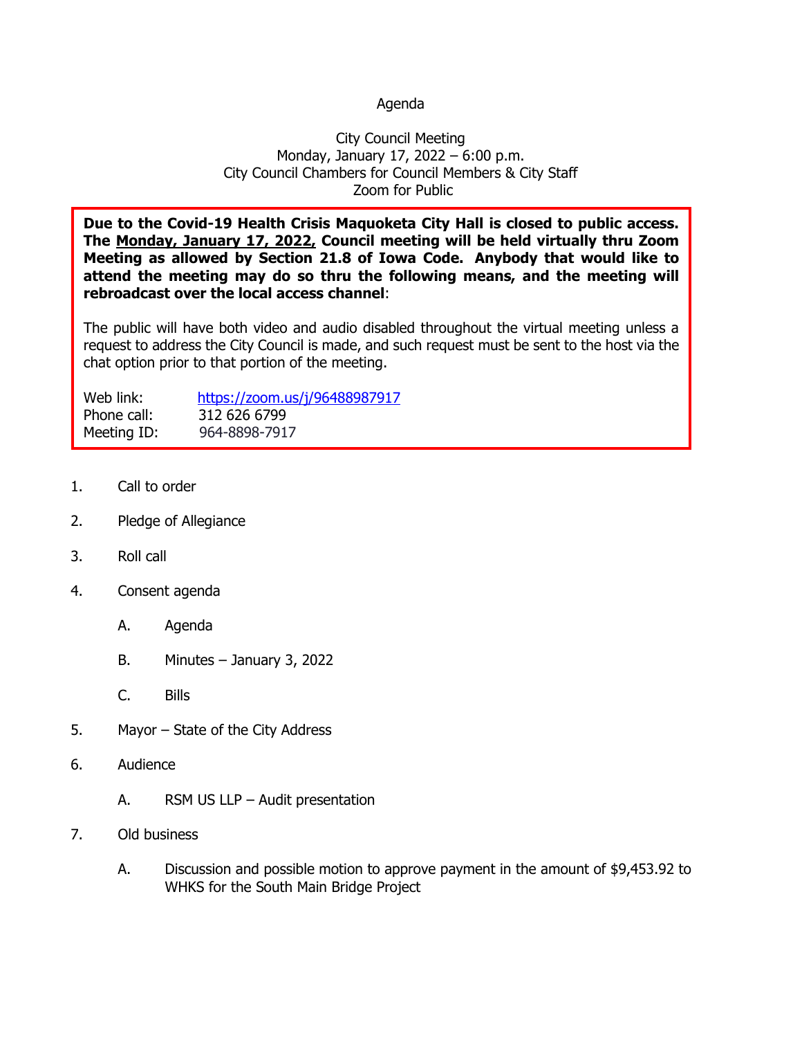Agenda

City Council Meeting
Monday, January 17, 2022 – 6:00 p.m.
City Council Chambers for Council Members & City Staff
Zoom for Public

**Due to the Covid-19 Health Crisis Maquoketa City Hall is closed to public access. The Monday, January 17, 2022, Council meeting will be held virtually thru Zoom Meeting as allowed by Section 21.8 of Iowa Code. Anybody that would like to attend the meeting may do so thru the following means, and the meeting will rebroadcast over the local access channel**:

The public will have both video and audio disabled throughout the virtual meeting unless a request to address the City Council is made, and such request must be sent to the host via the chat option prior to that portion of the meeting.

Web link: https://zoom.us/j/96488987917
Phone call: 312 626 6799
Meeting ID: 964-8898-7917

1. Call to order
2. Pledge of Allegiance
3. Roll call
4. Consent agenda
   - A. Agenda
   - B. Minutes – January 3, 2022
   - C. Bills
5. Mayor – State of the City Address
6. Audience
   - A. RSM US LLP – Audit presentation
7. Old business
   - A. Discussion and possible motion to approve payment in the amount of $9,453.92 to WHKS for the South Main Bridge Project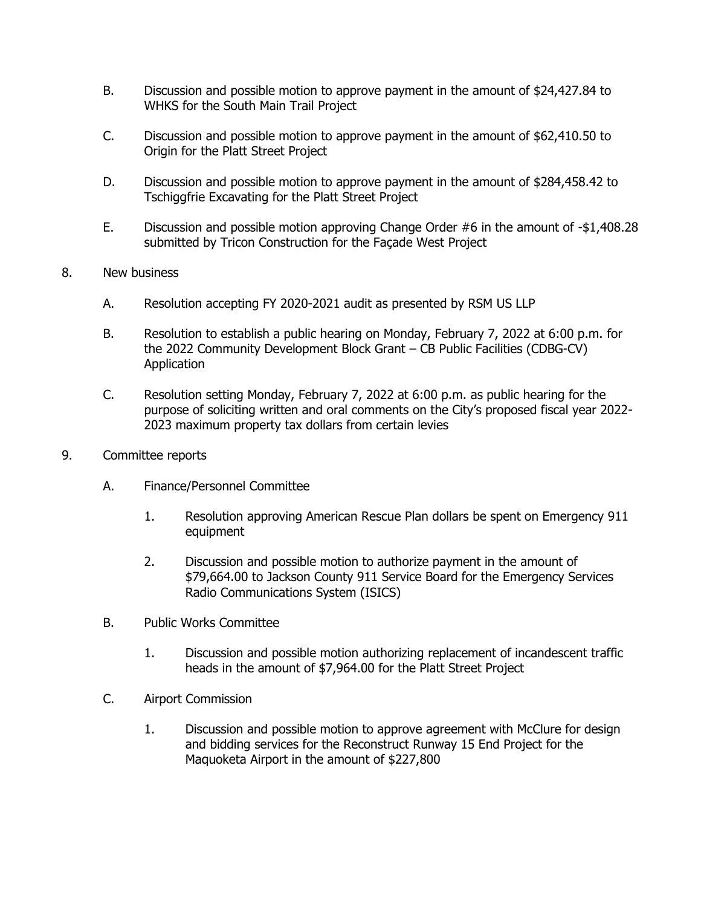B. Discussion and possible motion to approve payment in the amount of $24,427.84 to WHKS for the South Main Trail Project

C. Discussion and possible motion to approve payment in the amount of $62,410.50 to Origin for the Platt Street Project

D. Discussion and possible motion to approve payment in the amount of $284,458.42 to Tschiggfrie Excavating for the Platt Street Project

E. Discussion and possible motion approving Change Order #6 in the amount of -$1,408.28 submitted by Tricon Construction for the Façade West Project

8. New business

   A. Resolution accepting FY 2020-2021 audit as presented by RSM US LLP

   B. Resolution to establish a public hearing on Monday, February 7, 2022 at 6:00 p.m. for the 2022 Community Development Block Grant – CB Public Facilities (CDBG-CV) Application

   C. Resolution setting Monday, February 7, 2022 at 6:00 p.m. as public hearing for the purpose of soliciting written and oral comments on the City's proposed fiscal year 2022-2023 maximum property tax dollars from certain levies

9. Committee reports

   A. Finance/Personnel Committee

      1. Resolution approving American Rescue Plan dollars be spent on Emergency 911 equipment

      2. Discussion and possible motion to authorize payment in the amount of $79,664.00 to Jackson County 911 Service Board for the Emergency Services Radio Communications System (ISICS)

   B. Public Works Committee

      1. Discussion and possible motion authorizing replacement of incandescent traffic heads in the amount of $7,964.00 for the Platt Street Project

   C. Airport Commission

      1. Discussion and possible motion to approve agreement with McClure for design and bidding services for the Reconstruct Runway 15 End Project for the Maquoketa Airport in the amount of $227,800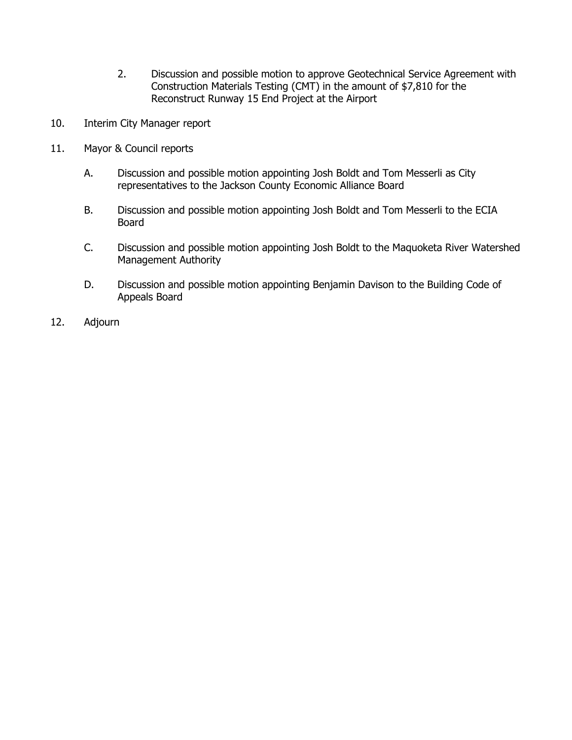2. Discussion and possible motion to approve Geotechnical Service Agreement with Construction Materials Testing (CMT) in the amount of $7,810 for the Reconstruct Runway 15 End Project at the Airport

10. Interim City Manager report

11. Mayor & Council reports

    A. Discussion and possible motion appointing Josh Boldt and Tom Messerli as City representatives to the Jackson County Economic Alliance Board

    B. Discussion and possible motion appointing Josh Boldt and Tom Messerli to the ECIA Board

    C. Discussion and possible motion appointing Josh Boldt to the Maquoketa River Watershed Management Authority

    D. Discussion and possible motion appointing Benjamin Davison to the Building Code of Appeals Board

12. Adjourn